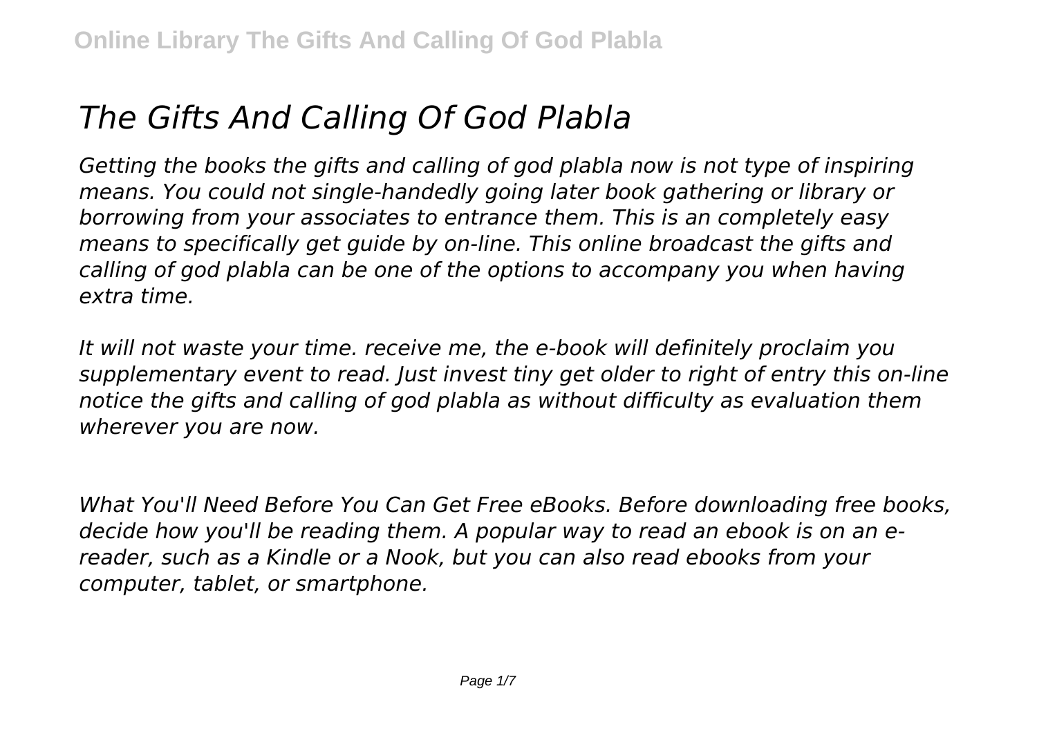# *The Gifts And Calling Of God Plabla*

*Getting the books the gifts and calling of god plabla now is not type of inspiring means. You could not single-handedly going later book gathering or library or borrowing from your associates to entrance them. This is an completely easy means to specifically get guide by on-line. This online broadcast the gifts and calling of god plabla can be one of the options to accompany you when having extra time.*

*It will not waste your time. receive me, the e-book will definitely proclaim you supplementary event to read. Just invest tiny get older to right of entry this on-line notice the gifts and calling of god plabla as without difficulty as evaluation them wherever you are now.*

*What You'll Need Before You Can Get Free eBooks. Before downloading free books, decide how you'll be reading them. A popular way to read an ebook is on an e-reader, such as a Kindle or a Nook, but you can also read ebooks from your computer, tablet, or smartphone.*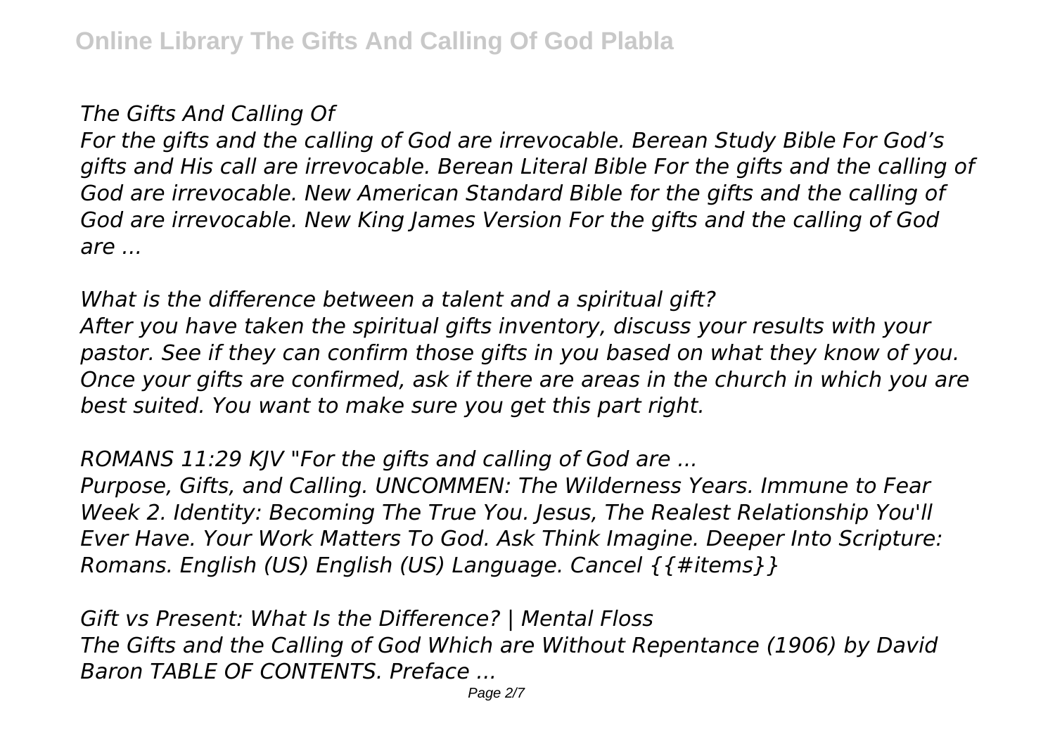*The Gifts And Calling Of*

*For the gifts and the calling of God are irrevocable. Berean Study Bible For God's gifts and His call are irrevocable. Berean Literal Bible For the gifts and the calling of God are irrevocable. New American Standard Bible for the gifts and the calling of God are irrevocable. New King James Version For the gifts and the calling of God are ...*

*What is the difference between a talent and a spiritual gift?*

*After you have taken the spiritual gifts inventory, discuss your results with your pastor. See if they can confirm those gifts in you based on what they know of you. Once your gifts are confirmed, ask if there are areas in the church in which you are best suited. You want to make sure you get this part right.*

*ROMANS 11:29 KJV "For the gifts and calling of God are ...*

*Purpose, Gifts, and Calling. UNCOMMEN: The Wilderness Years. Immune to Fear Week 2. Identity: Becoming The True You. Jesus, The Realest Relationship You'll Ever Have. Your Work Matters To God. Ask Think Imagine. Deeper Into Scripture: Romans. English (US) English (US) Language. Cancel {{#items}}*

*Gift vs Present: What Is the Difference? | Mental Floss*

*The Gifts and the Calling of God Which are Without Repentance (1906) by David Baron TABLE OF CONTENTS. Preface ...*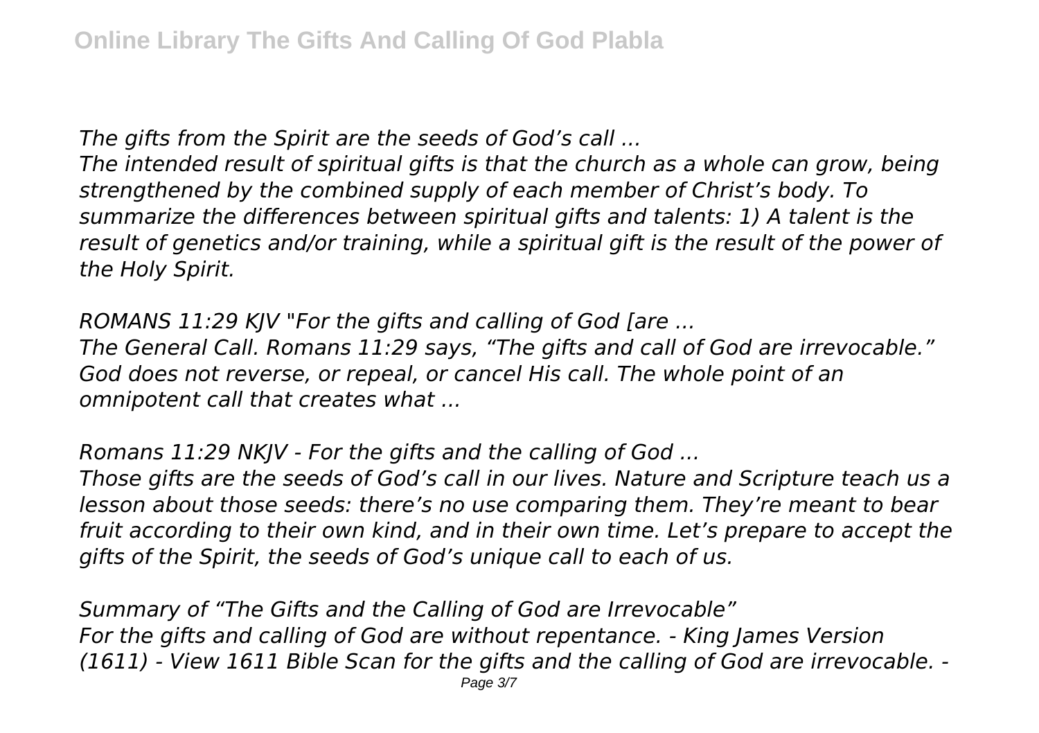*The gifts from the Spirit are the seeds of God's call ...*

*The intended result of spiritual gifts is that the church as a whole can grow, being strengthened by the combined supply of each member of Christ's body. To summarize the differences between spiritual gifts and talents: 1) A talent is the result of genetics and/or training, while a spiritual gift is the result of the power of the Holy Spirit.*

*ROMANS 11:29 KJV "For the gifts and calling of God [are ...*

*The General Call. Romans 11:29 says, "The gifts and call of God are irrevocable." God does not reverse, or repeal, or cancel His call. The whole point of an omnipotent call that creates what ...*

*Romans 11:29 NKJV - For the gifts and the calling of God ...*

*Those gifts are the seeds of God's call in our lives. Nature and Scripture teach us a lesson about those seeds: there's no use comparing them. They're meant to bear fruit according to their own kind, and in their own time. Let's prepare to accept the gifts of the Spirit, the seeds of God's unique call to each of us.*

*Summary of "The Gifts and the Calling of God are Irrevocable"*

*For the gifts and calling of God are without repentance. - King James Version (1611) - View 1611 Bible Scan for the gifts and the calling of God are irrevocable. -*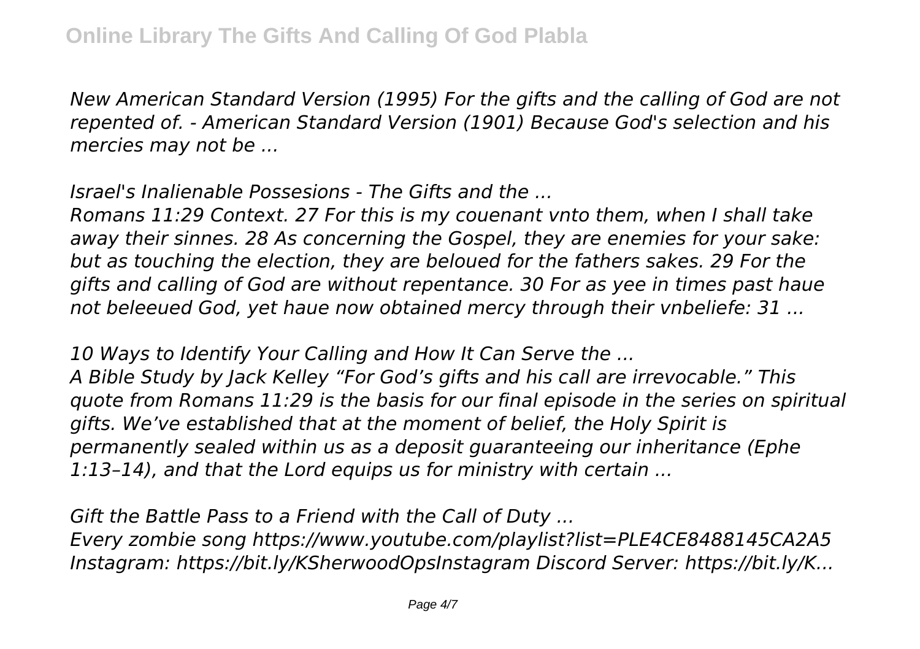*New American Standard Version (1995) For the gifts and the calling of God are not repented of. - American Standard Version (1901) Because God's selection and his mercies may not be ...*

*Israel's Inalienable Possesions - The Gifts and the ...*

*Romans 11:29 Context. 27 For this is my couenant vnto them, when I shall take away their sinnes. 28 As concerning the Gospel, they are enemies for your sake: but as touching the election, they are beloued for the fathers sakes. 29 For the gifts and calling of God are without repentance. 30 For as yee in times past haue not beleeued God, yet haue now obtained mercy through their vnbeliefe: 31 ...*

*10 Ways to Identify Your Calling and How It Can Serve the ...*

*A Bible Study by Jack Kelley "For God's gifts and his call are irrevocable." This quote from Romans 11:29 is the basis for our final episode in the series on spiritual gifts. We've established that at the moment of belief, the Holy Spirit is permanently sealed within us as a deposit guaranteeing our inheritance (Ephe 1:13–14), and that the Lord equips us for ministry with certain ...*

*Gift the Battle Pass to a Friend with the Call of Duty ...*

*Every zombie song https://www.youtube.com/playlist?list=PLE4CE8488145CA2A5 Instagram: https://bit.ly/KSherwoodOpsInstagram Discord Server: https://bit.ly/K...*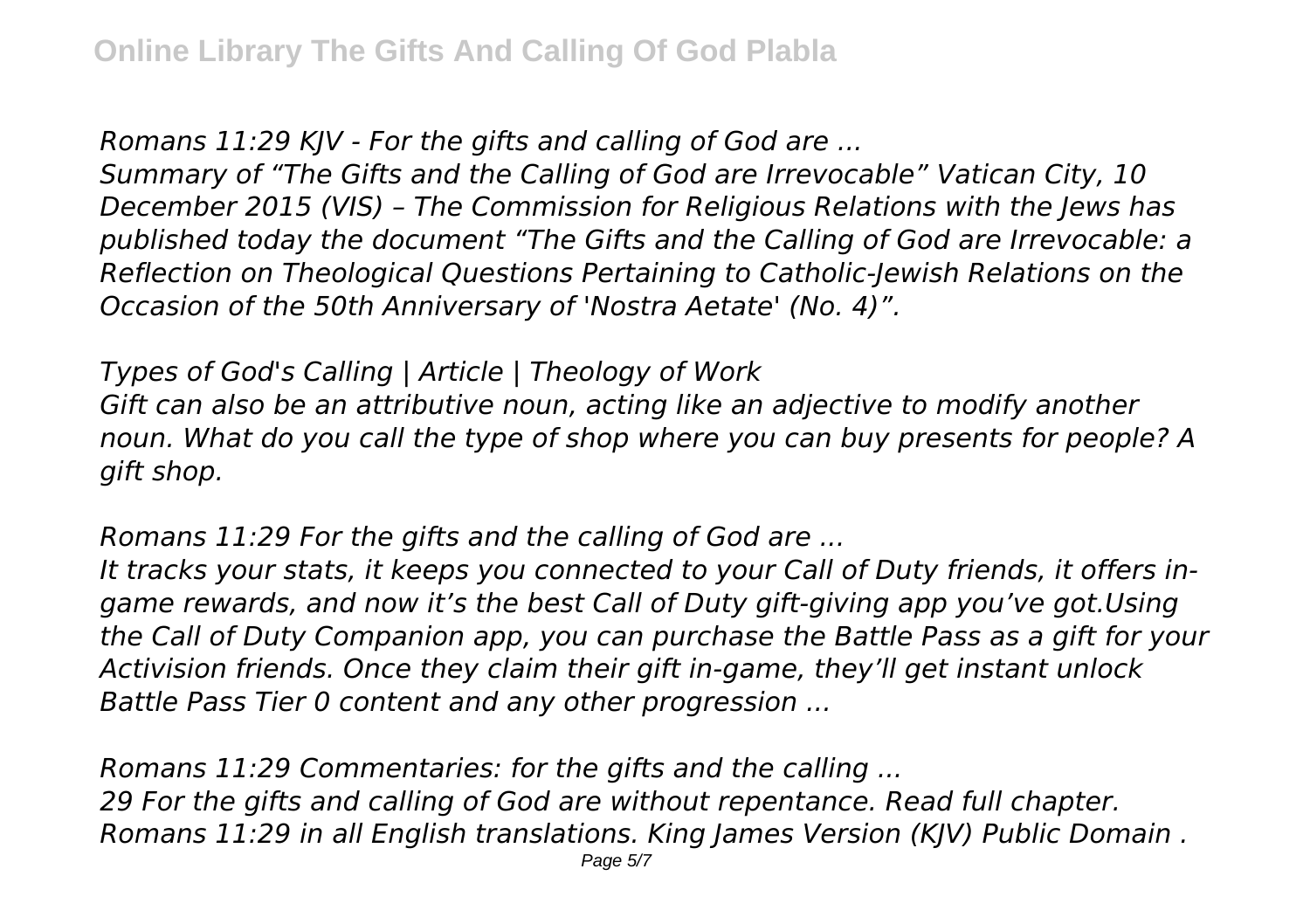*Romans 11:29 KJV - For the gifts and calling of God are ...*

*Summary of "The Gifts and the Calling of God are Irrevocable" Vatican City, 10 December 2015 (VIS) – The Commission for Religious Relations with the Jews has published today the document "The Gifts and the Calling of God are Irrevocable: a Reflection on Theological Questions Pertaining to Catholic-Jewish Relations on the Occasion of the 50th Anniversary of 'Nostra Aetate' (No. 4)".*

*Types of God's Calling | Article | Theology of Work*

*Gift can also be an attributive noun, acting like an adjective to modify another noun. What do you call the type of shop where you can buy presents for people? A gift shop.*

*Romans 11:29 For the gifts and the calling of God are ...*

*It tracks your stats, it keeps you connected to your Call of Duty friends, it offers in-game rewards, and now it's the best Call of Duty gift-giving app you've got.Using the Call of Duty Companion app, you can purchase the Battle Pass as a gift for your Activision friends. Once they claim their gift in-game, they'll get instant unlock Battle Pass Tier 0 content and any other progression ...*

*Romans 11:29 Commentaries: for the gifts and the calling ...*

*29 For the gifts and calling of God are without repentance. Read full chapter. Romans 11:29 in all English translations. King James Version (KJV) Public Domain .*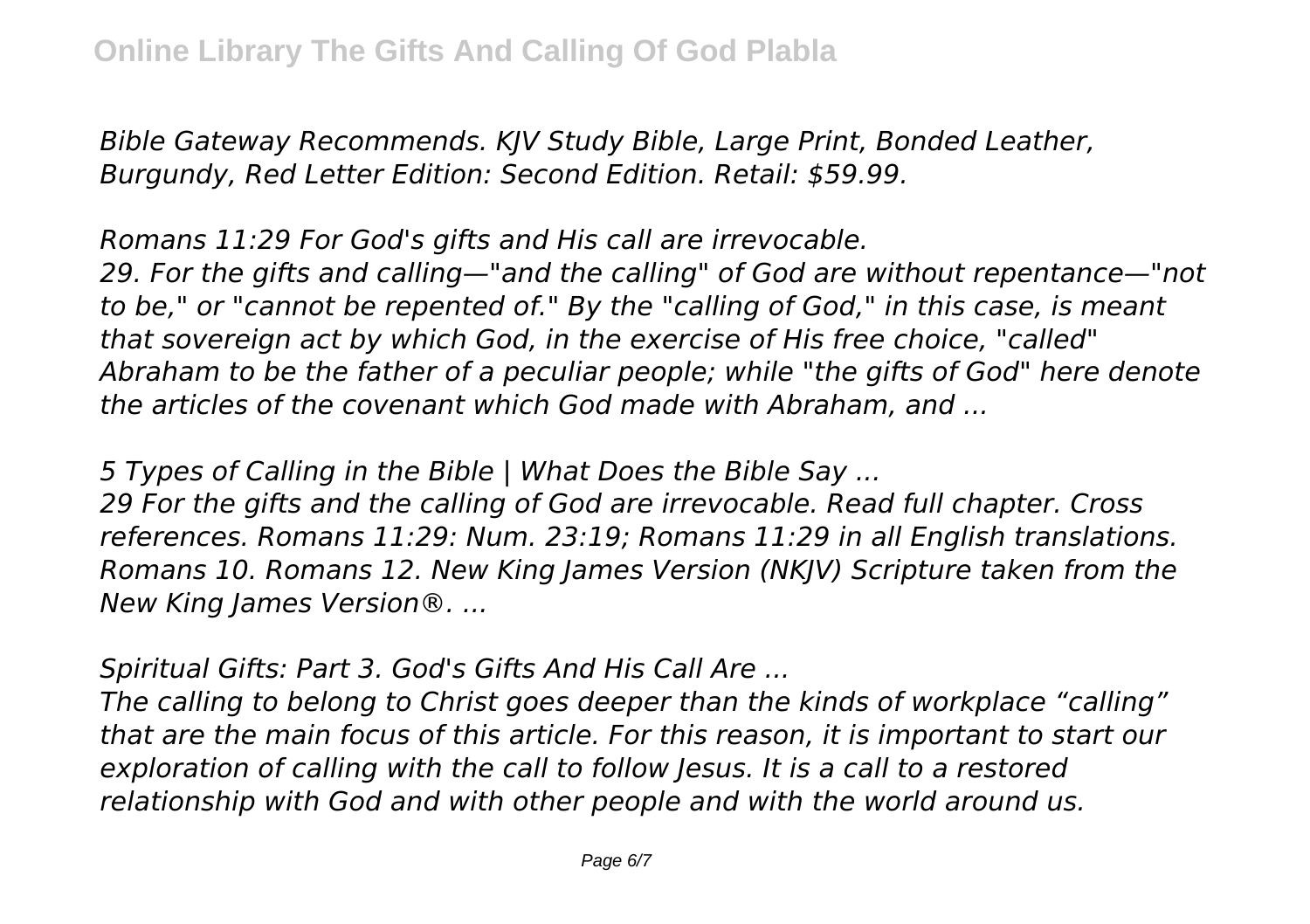*Bible Gateway Recommends. KJV Study Bible, Large Print, Bonded Leather, Burgundy, Red Letter Edition: Second Edition. Retail: $59.99.*

*Romans 11:29 For God's gifts and His call are irrevocable.*

*29. For the gifts and calling—"and the calling" of God are without repentance—"not to be," or "cannot be repented of." By the "calling of God," in this case, is meant that sovereign act by which God, in the exercise of His free choice, "called" Abraham to be the father of a peculiar people; while "the gifts of God" here denote the articles of the covenant which God made with Abraham, and ...*

*5 Types of Calling in the Bible | What Does the Bible Say ...*

*29 For the gifts and the calling of God are irrevocable. Read full chapter. Cross references. Romans 11:29: Num. 23:19; Romans 11:29 in all English translations. Romans 10. Romans 12. New King James Version (NKJV) Scripture taken from the New King James Version®. ...*

*Spiritual Gifts: Part 3. God's Gifts And His Call Are ...*

*The calling to belong to Christ goes deeper than the kinds of workplace "calling" that are the main focus of this article. For this reason, it is important to start our exploration of calling with the call to follow Jesus. It is a call to a restored relationship with God and with other people and with the world around us.*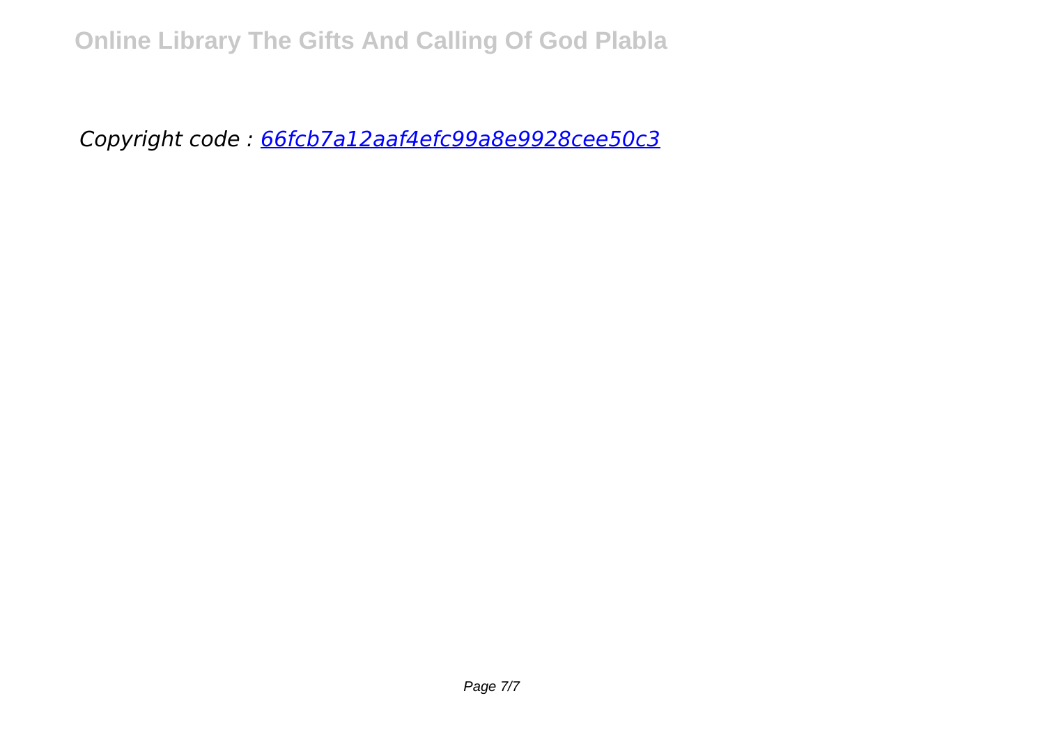*Copyright code : [66fcb7a12aaf4efc99a8e9928cee50c3](66fcb7a12aaf4efc99a8e9928cee50c3)*